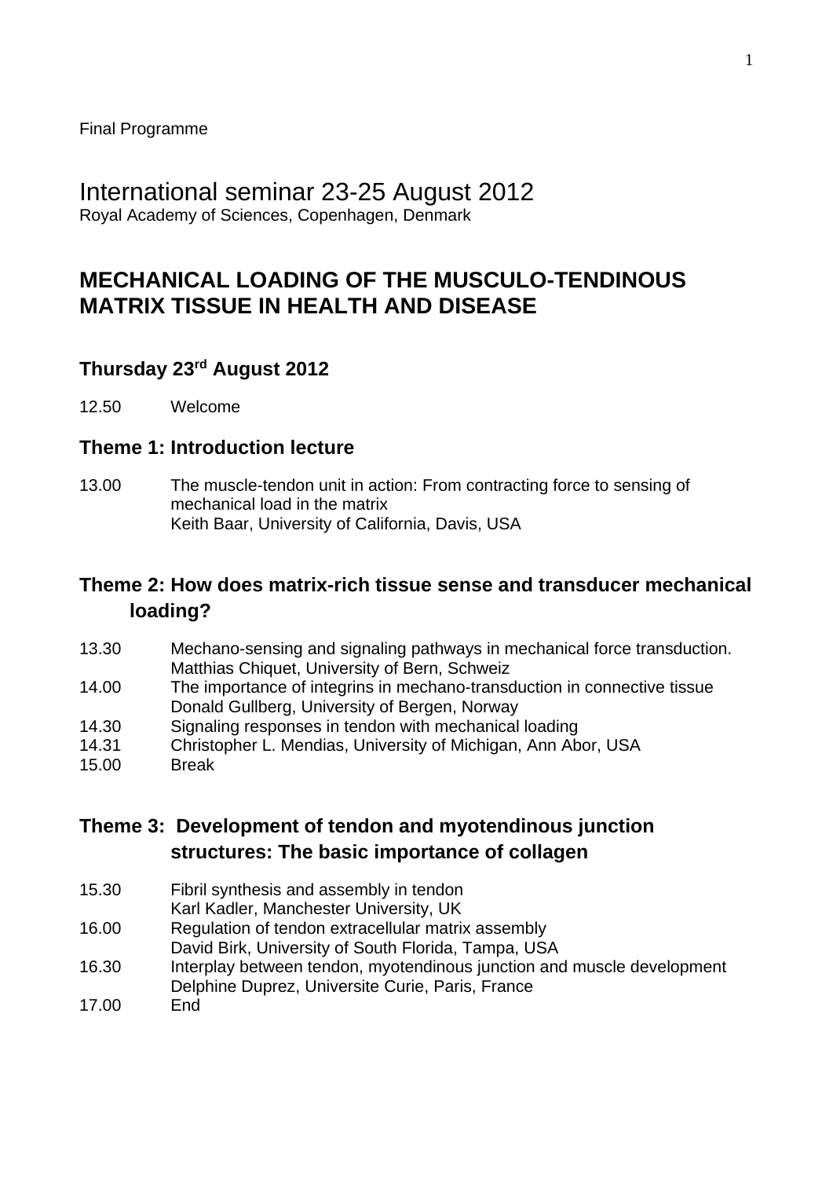Final Programme

# International seminar 23-25 August 2012

Royal Academy of Sciences, Copenhagen, Denmark

# MECHANICAL LOADING OF THE MUSCULO-TENDINOUS MATRIX TISSUE IN HEALTH AND DISEASE

## Thursday 23rd August 2012

12.50 Welcome

## Theme 1: Introduction lecture

13.00 The muscle-tendon unit in action: From contracting force to sensing of mechanical load in the matrix
Keith Baar, University of California, Davis, USA

## Theme 2: How does matrix-rich tissue sense and transducer mechanical loading?

13.30 Mechano-sensing and signaling pathways in mechanical force transduction.
Matthias Chiquet, University of Bern, Schweiz

14.00 The importance of integrins in mechano-transduction in connective tissue
Donald Gullberg, University of Bergen, Norway

14.30 Signaling responses in tendon with mechanical loading

14.31 Christopher L. Mendias, University of Michigan, Ann Abor, USA

15.00 Break

## Theme 3: Development of tendon and myotendinous junction structures: The basic importance of collagen

15.30 Fibril synthesis and assembly in tendon
Karl Kadler, Manchester University, UK

16.00 Regulation of tendon extracellular matrix assembly
David Birk, University of South Florida, Tampa, USA

16.30 Interplay between tendon, myotendinous junction and muscle development
Delphine Duprez, Universite Curie, Paris, France

17.00 End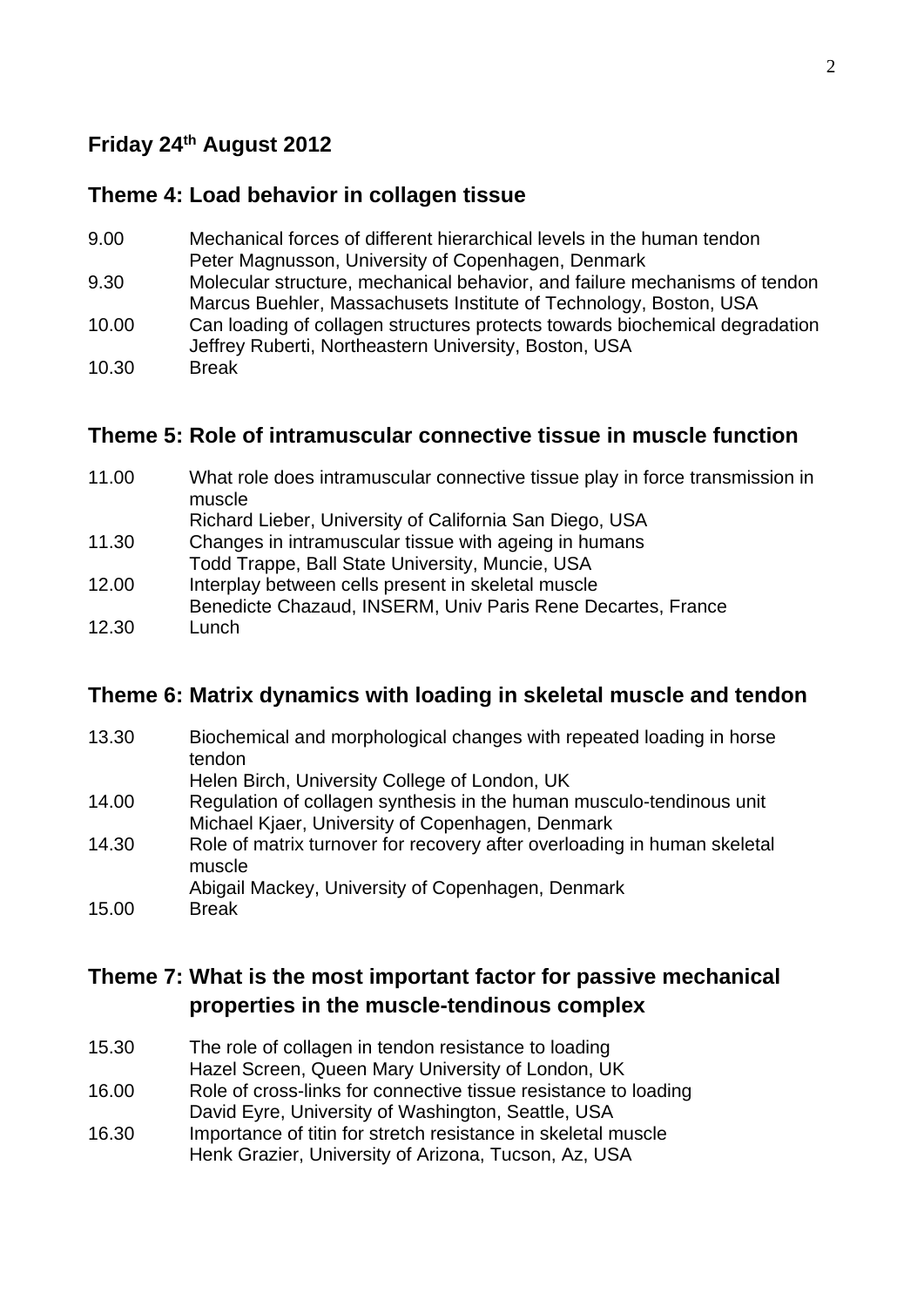## Friday 24th August 2012

### Theme 4: Load behavior in collagen tissue

| | |
|---|---|
| 9.00 | Mechanical forces of different hierarchical levels in the human tendon<br>Peter Magnusson, University of Copenhagen, Denmark |
| 9.30 | Molecular structure, mechanical behavior, and failure mechanisms of tendon<br>Marcus Buehler, Massachusets Institute of Technology, Boston, USA |
| 10.00 | Can loading of collagen structures protects towards biochemical degradation<br>Jeffrey Ruberti, Northeastern University, Boston, USA |
| 10.30 | Break |

### Theme 5: Role of intramuscular connective tissue in muscle function

| | |
|---|---|
| 11.00 | What role does intramuscular connective tissue play in force transmission in muscle<br>Richard Lieber, University of California San Diego, USA |
| 11.30 | Changes in intramuscular tissue with ageing in humans<br>Todd Trappe, Ball State University, Muncie, USA |
| 12.00 | Interplay between cells present in skeletal muscle<br>Benedicte Chazaud, INSERM, Univ Paris Rene Decartes, France |
| 12.30 | Lunch |

### Theme 6: Matrix dynamics with loading in skeletal muscle and tendon

| | |
|---|---|
| 13.30 | Biochemical and morphological changes with repeated loading in horse tendon<br>Helen Birch, University College of London, UK |
| 14.00 | Regulation of collagen synthesis in the human musculo-tendinous unit<br>Michael Kjaer, University of Copenhagen, Denmark |
| 14.30 | Role of matrix turnover for recovery after overloading in human skeletal muscle<br>Abigail Mackey, University of Copenhagen, Denmark |
| 15.00 | Break |

### Theme 7: What is the most important factor for passive mechanical properties in the muscle-tendinous complex

| | |
|---|---|
| 15.30 | The role of collagen in tendon resistance to loading<br>Hazel Screen, Queen Mary University of London, UK |
| 16.00 | Role of cross-links for connective tissue resistance to loading<br>David Eyre, University of Washington, Seattle, USA |
| 16.30 | Importance of titin for stretch resistance in skeletal muscle<br>Henk Grazier, University of Arizona, Tucson, Az, USA |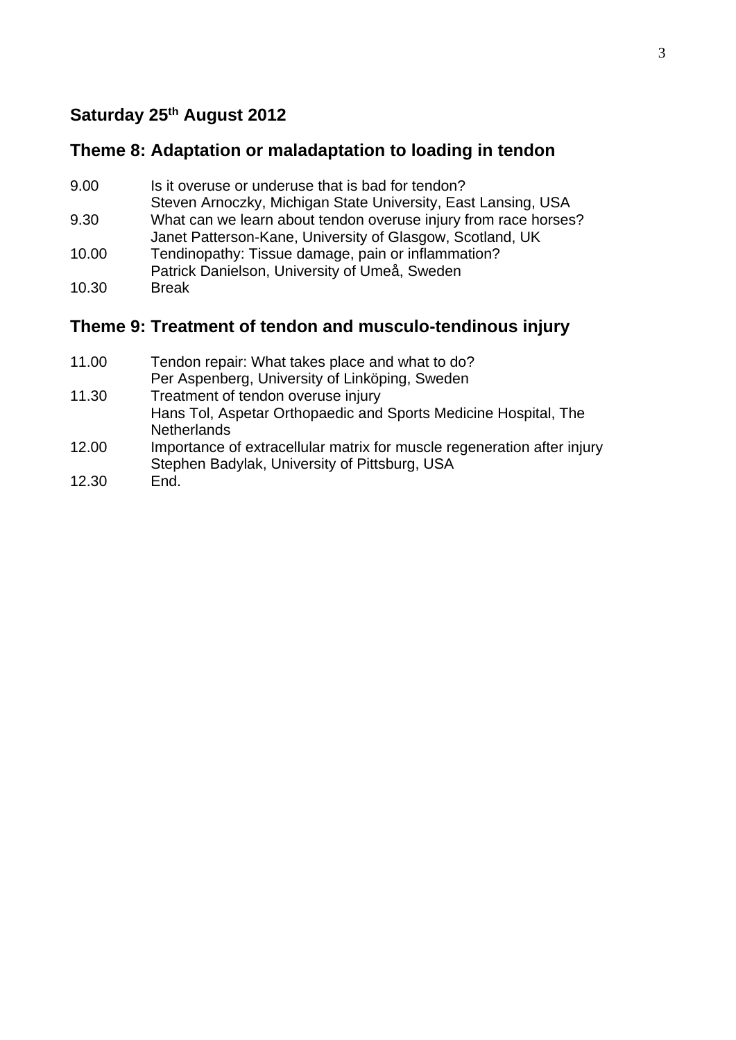## Saturday 25th August 2012

## Theme 8: Adaptation or maladaptation to loading in tendon

| | |
|---|---|
| 9.00 | Is it overuse or underuse that is bad for tendon?<br>Steven Arnoczky, Michigan State University, East Lansing, USA |
| 9.30 | What can we learn about tendon overuse injury from race horses?<br>Janet Patterson-Kane, University of Glasgow, Scotland, UK |
| 10.00 | Tendinopathy: Tissue damage, pain or inflammation?<br>Patrick Danielson, University of Umeå, Sweden |
| 10.30 | Break |

## Theme 9: Treatment of tendon and musculo-tendinous injury

| | |
|---|---|
| 11.00 | Tendon repair: What takes place and what to do?<br>Per Aspenberg, University of Linköping, Sweden |
| 11.30 | Treatment of tendon overuse injury<br>Hans Tol, Aspetar Orthopaedic and Sports Medicine Hospital, The Netherlands |
| 12.00 | Importance of extracellular matrix for muscle regeneration after injury<br>Stephen Badylak, University of Pittsburg, USA |
| 12.30 | End. |